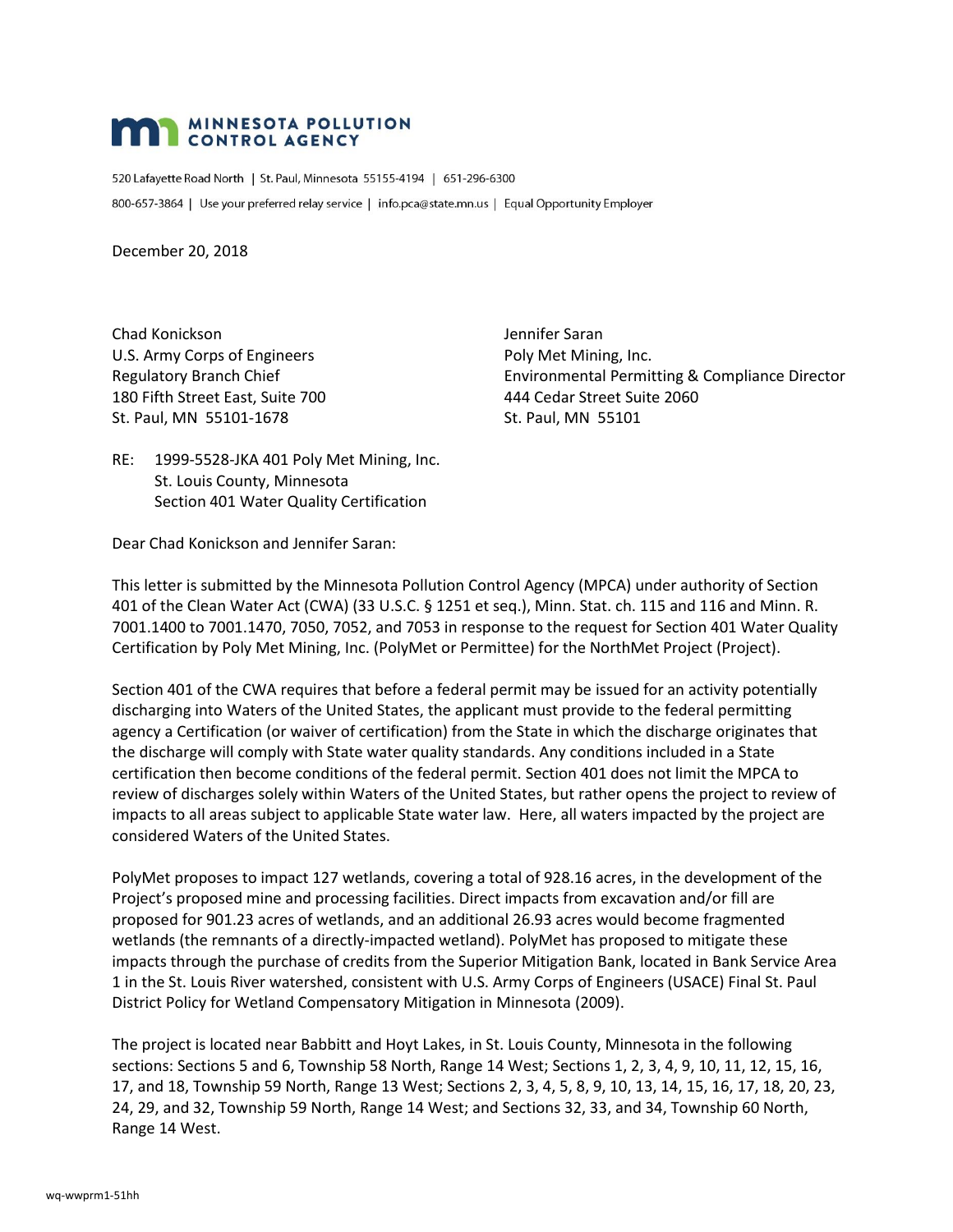**MINNESOTA POLLUTION CONTROL AGENCY**

520 Lafayette Road North | St. Paul, Minnesota 55155-4194 | 651-296-6300

800-657-3864 | Use your preferred relay service | info.pca@state.mn.us | Equal Opportunity Employer

December 20, 2018

Chad Konickson
U.S. Army Corps of Engineers
Regulatory Branch Chief
180 Fifth Street East, Suite 700
St. Paul, MN 55101-1678

Jennifer Saran
Poly Met Mining, Inc.
Environmental Permitting & Compliance Director
444 Cedar Street Suite 2060
St. Paul, MN 55101

RE: 1999-5528-JKA 401 Poly Met Mining, Inc.
St. Louis County, Minnesota
Section 401 Water Quality Certification

Dear Chad Konickson and Jennifer Saran:

This letter is submitted by the Minnesota Pollution Control Agency (MPCA) under authority of Section 401 of the Clean Water Act (CWA) (33 U.S.C. § 1251 et seq.), Minn. Stat. ch. 115 and 116 and Minn. R. 7001.1400 to 7001.1470, 7050, 7052, and 7053 in response to the request for Section 401 Water Quality Certification by Poly Met Mining, Inc. (PolyMet or Permittee) for the NorthMet Project (Project).

Section 401 of the CWA requires that before a federal permit may be issued for an activity potentially discharging into Waters of the United States, the applicant must provide to the federal permitting agency a Certification (or waiver of certification) from the State in which the discharge originates that the discharge will comply with State water quality standards. Any conditions included in a State certification then become conditions of the federal permit. Section 401 does not limit the MPCA to review of discharges solely within Waters of the United States, but rather opens the project to review of impacts to all areas subject to applicable State water law. Here, all waters impacted by the project are considered Waters of the United States.

PolyMet proposes to impact 127 wetlands, covering a total of 928.16 acres, in the development of the Project's proposed mine and processing facilities. Direct impacts from excavation and/or fill are proposed for 901.23 acres of wetlands, and an additional 26.93 acres would become fragmented wetlands (the remnants of a directly-impacted wetland). PolyMet has proposed to mitigate these impacts through the purchase of credits from the Superior Mitigation Bank, located in Bank Service Area 1 in the St. Louis River watershed, consistent with U.S. Army Corps of Engineers (USACE) Final St. Paul District Policy for Wetland Compensatory Mitigation in Minnesota (2009).

The project is located near Babbitt and Hoyt Lakes, in St. Louis County, Minnesota in the following sections: Sections 5 and 6, Township 58 North, Range 14 West; Sections 1, 2, 3, 4, 9, 10, 11, 12, 15, 16, 17, and 18, Township 59 North, Range 13 West; Sections 2, 3, 4, 5, 8, 9, 10, 13, 14, 15, 16, 17, 18, 20, 23, 24, 29, and 32, Township 59 North, Range 14 West; and Sections 32, 33, and 34, Township 60 North, Range 14 West.

wq-wwprm1-51hh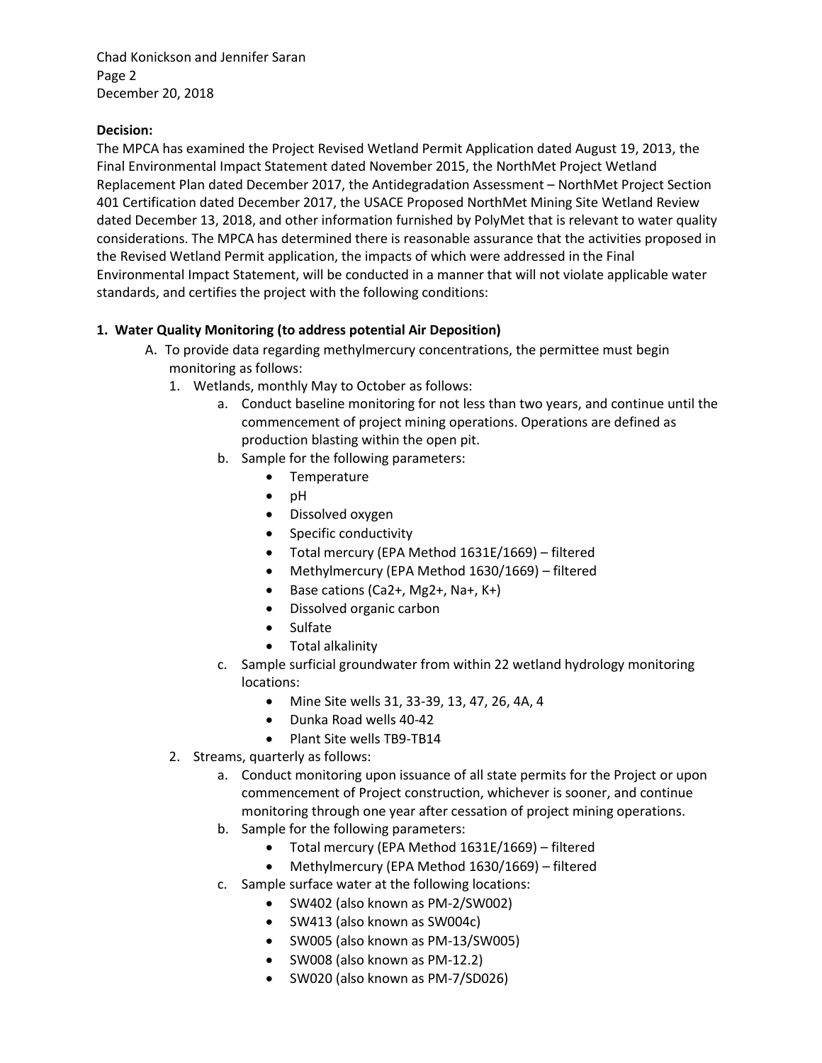**Decision:**

The MPCA has examined the Project Revised Wetland Permit Application dated August 19, 2013, the Final Environmental Impact Statement dated November 2015, the NorthMet Project Wetland Replacement Plan dated December 2017, the Antidegradation Assessment – NorthMet Project Section 401 Certification dated December 2017, the USACE Proposed NorthMet Mining Site Wetland Review dated December 13, 2018, and other information furnished by PolyMet that is relevant to water quality considerations. The MPCA has determined there is reasonable assurance that the activities proposed in the Revised Wetland Permit application, the impacts of which were addressed in the Final Environmental Impact Statement, will be conducted in a manner that will not violate applicable water standards, and certifies the project with the following conditions:

**1. Water Quality Monitoring (to address potential Air Deposition)**

A. To provide data regarding methylmercury concentrations, the permittee must begin monitoring as follows:

1. Wetlands, monthly May to October as follows:
    a. Conduct baseline monitoring for not less than two years, and continue until the commencement of project mining operations. Operations are defined as production blasting within the open pit.
    b. Sample for the following parameters:
        - Temperature
        - pH
        - Dissolved oxygen
        - Specific conductivity
        - Total mercury (EPA Method 1631E/1669) – filtered
        - Methylmercury (EPA Method 1630/1669) – filtered
        - Base cations ($Ca^{2+}$, $Mg^{2+}$, $Na^{+}$, $K^{+}$)
        - Dissolved organic carbon
        - Sulfate
        - Total alkalinity
    c. Sample surficial groundwater from within 22 wetland hydrology monitoring locations:
        - Mine Site wells 31, 33-39, 13, 47, 26, 4A, 4
        - Dunka Road wells 40-42
        - Plant Site wells TB9-TB14
2. Streams, quarterly as follows:
    a. Conduct monitoring upon issuance of all state permits for the Project or upon commencement of Project construction, whichever is sooner, and continue monitoring through one year after cessation of project mining operations.
    b. Sample for the following parameters:
        - Total mercury (EPA Method 1631E/1669) – filtered
        - Methylmercury (EPA Method 1630/1669) – filtered
    c. Sample surface water at the following locations:
        - SW402 (also known as PM-2/SW002)
        - SW413 (also known as SW004c)
        - SW005 (also known as PM-13/SW005)
        - SW008 (also known as PM-12.2)
        - SW020 (also known as PM-7/SD026)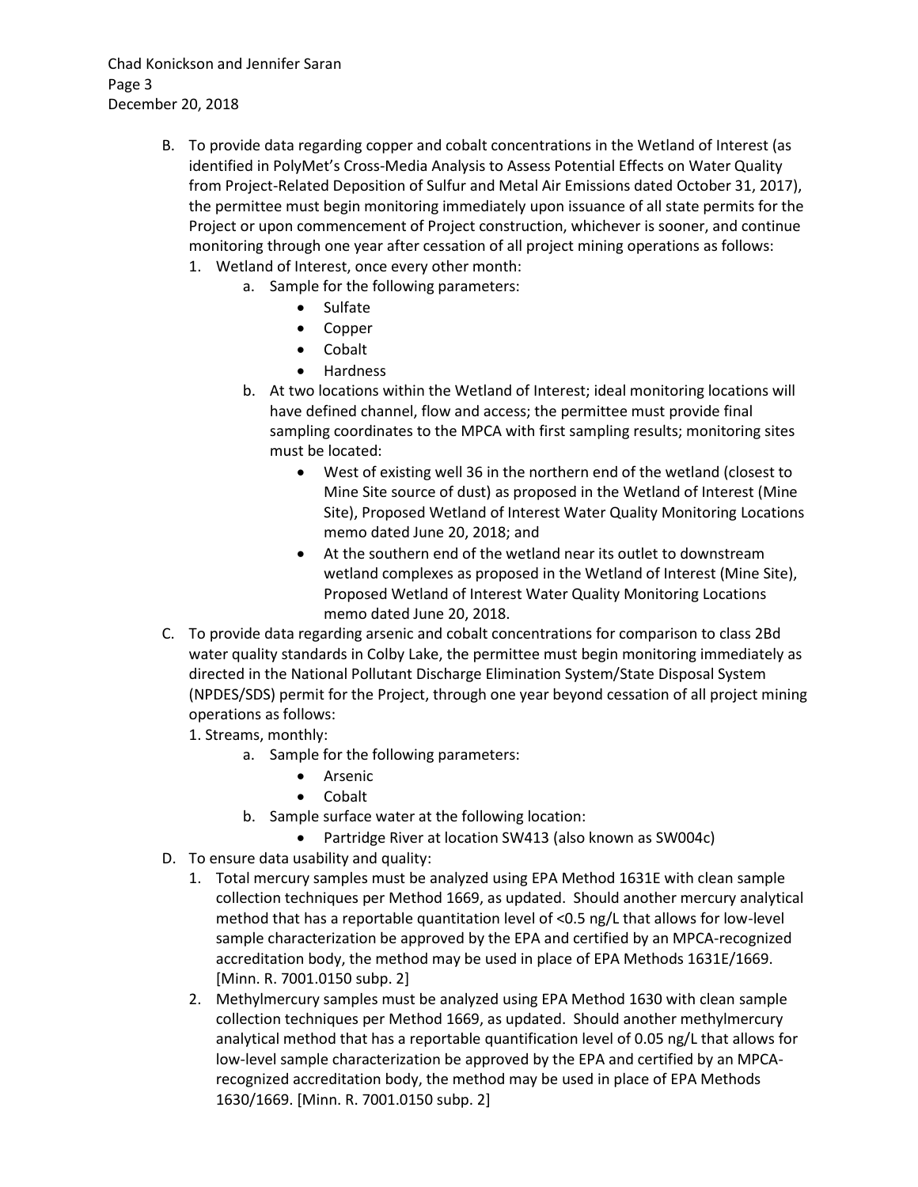B. To provide data regarding copper and cobalt concentrations in the Wetland of Interest (as identified in PolyMet's Cross-Media Analysis to Assess Potential Effects on Water Quality from Project-Related Deposition of Sulfur and Metal Air Emissions dated October 31, 2017), the permittee must begin monitoring immediately upon issuance of all state permits for the Project or upon commencement of Project construction, whichever is sooner, and continue monitoring through one year after cessation of all project mining operations as follows:
   1. Wetland of Interest, once every other month:
      a. Sample for the following parameters:
         - Sulfate
         - Copper
         - Cobalt
         - Hardness
      b. At two locations within the Wetland of Interest; ideal monitoring locations will have defined channel, flow and access; the permittee must provide final sampling coordinates to the MPCA with first sampling results; monitoring sites must be located:
         - West of existing well 36 in the northern end of the wetland (closest to Mine Site source of dust) as proposed in the Wetland of Interest (Mine Site), Proposed Wetland of Interest Water Quality Monitoring Locations memo dated June 20, 2018; and
         - At the southern end of the wetland near its outlet to downstream wetland complexes as proposed in the Wetland of Interest (Mine Site), Proposed Wetland of Interest Water Quality Monitoring Locations memo dated June 20, 2018.

C. To provide data regarding arsenic and cobalt concentrations for comparison to class 2Bd water quality standards in Colby Lake, the permittee must begin monitoring immediately as directed in the National Pollutant Discharge Elimination System/State Disposal System (NPDES/SDS) permit for the Project, through one year beyond cessation of all project mining operations as follows:
   1. Streams, monthly:
      a. Sample for the following parameters:
         - Arsenic
         - Cobalt
      b. Sample surface water at the following location:
         - Partridge River at location SW413 (also known as SW004c)

D. To ensure data usability and quality:
   1. Total mercury samples must be analyzed using EPA Method 1631E with clean sample collection techniques per Method 1669, as updated. Should another mercury analytical method that has a reportable quantitation level of <0.5 ng/L that allows for low-level sample characterization be approved by the EPA and certified by an MPCA-recognized accreditation body, the method may be used in place of EPA Methods 1631E/1669. [Minn. R. 7001.0150 subp. 2]
   2. Methylmercury samples must be analyzed using EPA Method 1630 with clean sample collection techniques per Method 1669, as updated. Should another methylmercury analytical method that has a reportable quantification level of 0.05 ng/L that allows for low-level sample characterization be approved by the EPA and certified by an MPCA-recognized accreditation body, the method may be used in place of EPA Methods 1630/1669. [Minn. R. 7001.0150 subp. 2]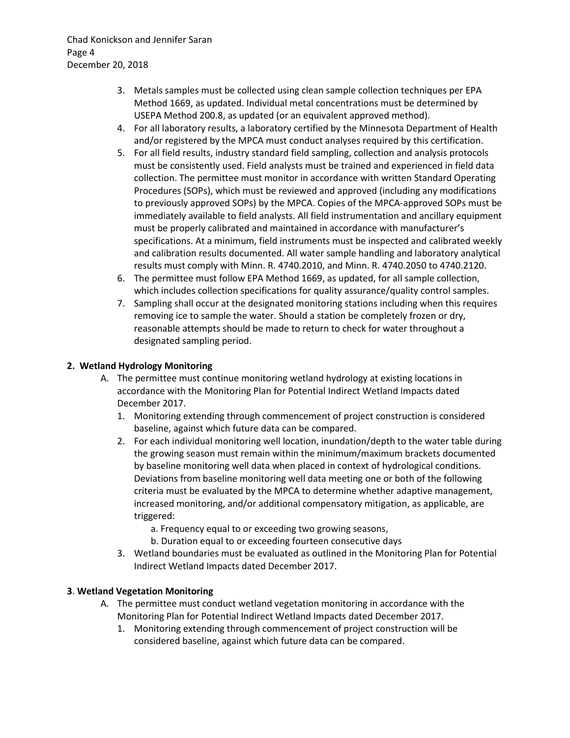3. Metals samples must be collected using clean sample collection techniques per EPA Method 1669, as updated. Individual metal concentrations must be determined by USEPA Method 200.8, as updated (or an equivalent approved method).
4. For all laboratory results, a laboratory certified by the Minnesota Department of Health and/or registered by the MPCA must conduct analyses required by this certification.
5. For all field results, industry standard field sampling, collection and analysis protocols must be consistently used. Field analysts must be trained and experienced in field data collection. The permittee must monitor in accordance with written Standard Operating Procedures (SOPs), which must be reviewed and approved (including any modifications to previously approved SOPs) by the MPCA. Copies of the MPCA-approved SOPs must be immediately available to field analysts. All field instrumentation and ancillary equipment must be properly calibrated and maintained in accordance with manufacturer's specifications. At a minimum, field instruments must be inspected and calibrated weekly and calibration results documented. All water sample handling and laboratory analytical results must comply with Minn. R. 4740.2010, and Minn. R. 4740.2050 to 4740.2120.
6. The permittee must follow EPA Method 1669, as updated, for all sample collection, which includes collection specifications for quality assurance/quality control samples.
7. Sampling shall occur at the designated monitoring stations including when this requires removing ice to sample the water. Should a station be completely frozen or dry, reasonable attempts should be made to return to check for water throughout a designated sampling period.

**2. Wetland Hydrology Monitoring**

A. The permittee must continue monitoring wetland hydrology at existing locations in accordance with the Monitoring Plan for Potential Indirect Wetland Impacts dated December 2017.
   1. Monitoring extending through commencement of project construction is considered baseline, against which future data can be compared.
   2. For each individual monitoring well location, inundation/depth to the water table during the growing season must remain within the minimum/maximum brackets documented by baseline monitoring well data when placed in context of hydrological conditions. Deviations from baseline monitoring well data meeting one or both of the following criteria must be evaluated by the MPCA to determine whether adaptive management, increased monitoring, and/or additional compensatory mitigation, as applicable, are triggered:
      a. Frequency equal to or exceeding two growing seasons,
      b. Duration equal to or exceeding fourteen consecutive days
   3. Wetland boundaries must be evaluated as outlined in the Monitoring Plan for Potential Indirect Wetland Impacts dated December 2017.

**3. Wetland Vegetation Monitoring**

A. The permittee must conduct wetland vegetation monitoring in accordance with the Monitoring Plan for Potential Indirect Wetland Impacts dated December 2017.
   1. Monitoring extending through commencement of project construction will be considered baseline, against which future data can be compared.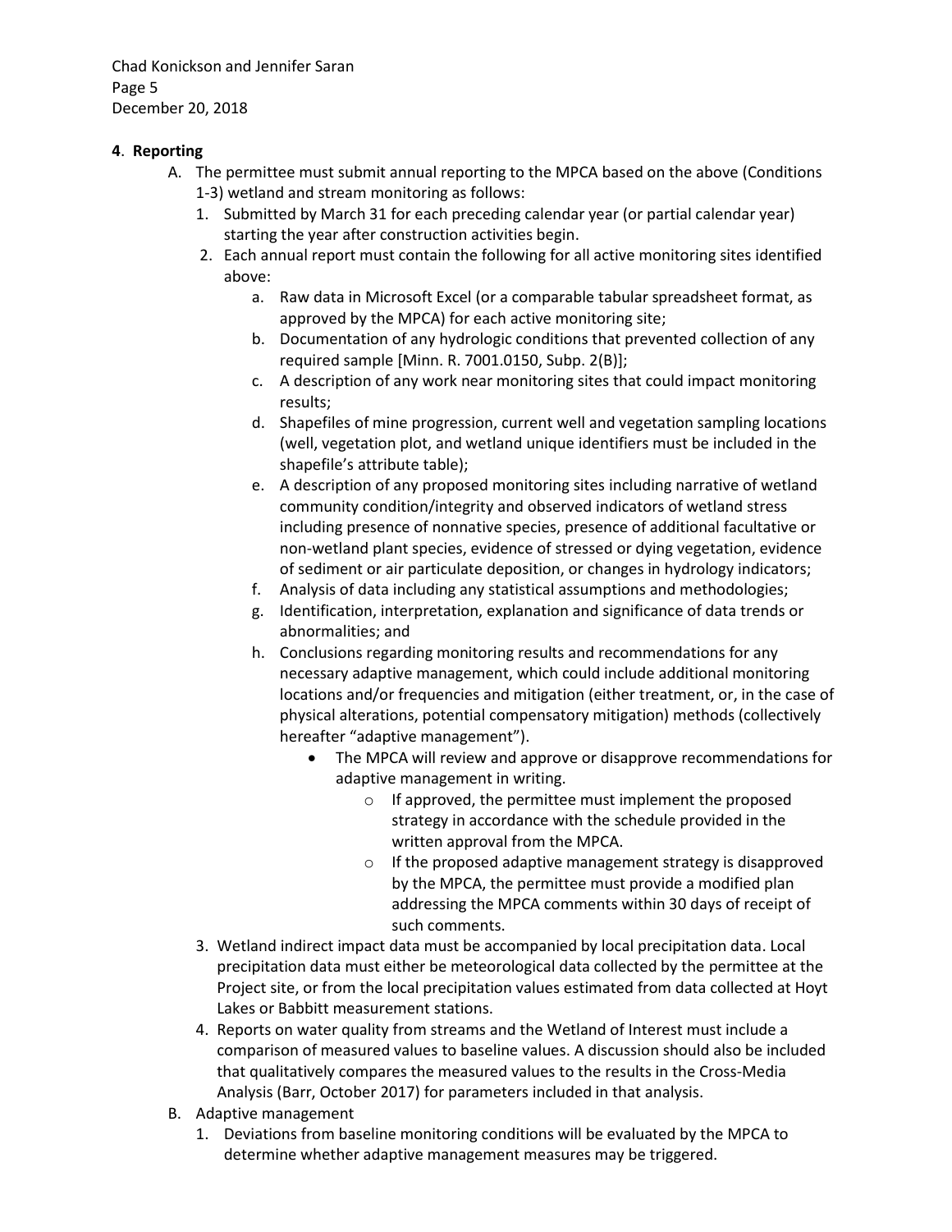**4**. **Reporting**

A. The permittee must submit annual reporting to the MPCA based on the above (Conditions 1-3) wetland and stream monitoring as follows:

   1. Submitted by March 31 for each preceding calendar year (or partial calendar year) starting the year after construction activities begin.
   2. Each annual report must contain the following for all active monitoring sites identified above:
      a. Raw data in Microsoft Excel (or a comparable tabular spreadsheet format, as approved by the MPCA) for each active monitoring site;
      b. Documentation of any hydrologic conditions that prevented collection of any required sample [Minn. R. 7001.0150, Subp. 2(B)];
      c. A description of any work near monitoring sites that could impact monitoring results;
      d. Shapefiles of mine progression, current well and vegetation sampling locations (well, vegetation plot, and wetland unique identifiers must be included in the shapefile's attribute table);
      e. A description of any proposed monitoring sites including narrative of wetland community condition/integrity and observed indicators of wetland stress including presence of nonnative species, presence of additional facultative or non-wetland plant species, evidence of stressed or dying vegetation, evidence of sediment or air particulate deposition, or changes in hydrology indicators;
      f. Analysis of data including any statistical assumptions and methodologies;
      g. Identification, interpretation, explanation and significance of data trends or abnormalities; and
      h. Conclusions regarding monitoring results and recommendations for any necessary adaptive management, which could include additional monitoring locations and/or frequencies and mitigation (either treatment, or, in the case of physical alterations, potential compensatory mitigation) methods (collectively hereafter "adaptive management").
         - The MPCA will review and approve or disapprove recommendations for adaptive management in writing.
            - If approved, the permittee must implement the proposed strategy in accordance with the schedule provided in the written approval from the MPCA.
            - If the proposed adaptive management strategy is disapproved by the MPCA, the permittee must provide a modified plan addressing the MPCA comments within 30 days of receipt of such comments.
   3. Wetland indirect impact data must be accompanied by local precipitation data. Local precipitation data must either be meteorological data collected by the permittee at the Project site, or from the local precipitation values estimated from data collected at Hoyt Lakes or Babbitt measurement stations.
   4. Reports on water quality from streams and the Wetland of Interest must include a comparison of measured values to baseline values. A discussion should also be included that qualitatively compares the measured values to the results in the Cross-Media Analysis (Barr, October 2017) for parameters included in that analysis.

B. Adaptive management

   1. Deviations from baseline monitoring conditions will be evaluated by the MPCA to determine whether adaptive management measures may be triggered.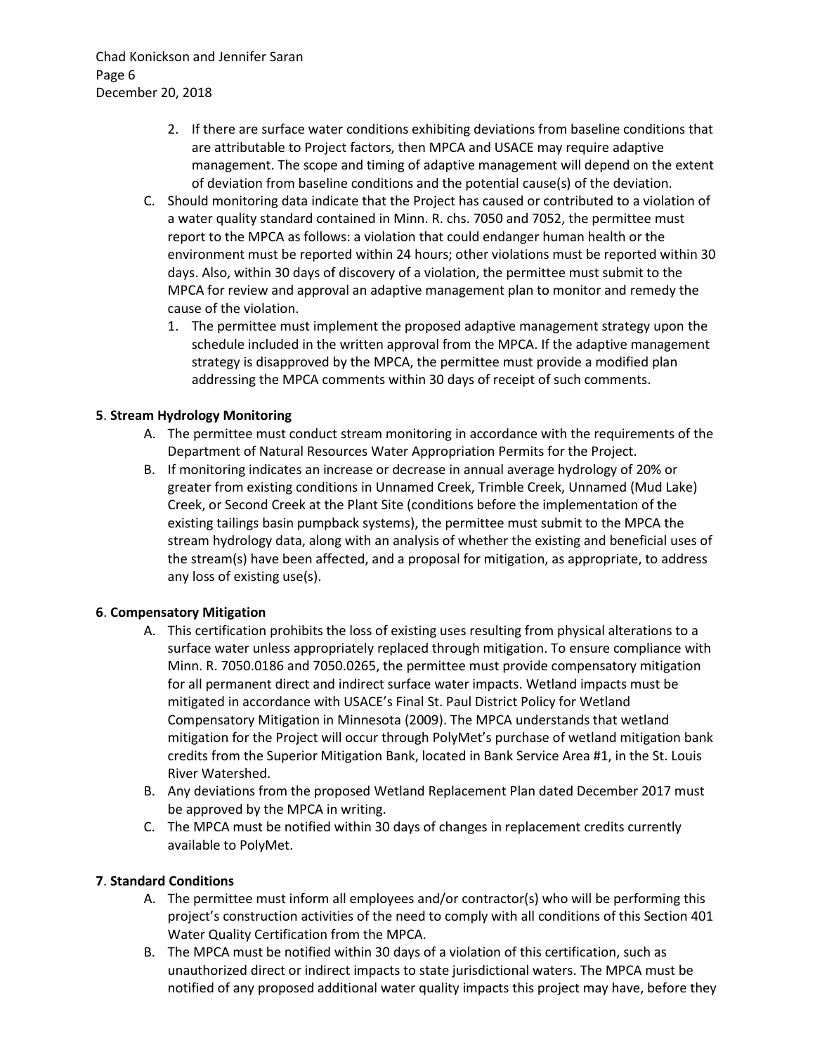2. If there are surface water conditions exhibiting deviations from baseline conditions that are attributable to Project factors, then MPCA and USACE may require adaptive management. The scope and timing of adaptive management will depend on the extent of deviation from baseline conditions and the potential cause(s) of the deviation.

C. Should monitoring data indicate that the Project has caused or contributed to a violation of a water quality standard contained in Minn. R. chs. 7050 and 7052, the permittee must report to the MPCA as follows: a violation that could endanger human health or the environment must be reported within 24 hours; other violations must be reported within 30 days. Also, within 30 days of discovery of a violation, the permittee must submit to the MPCA for review and approval an adaptive management plan to monitor and remedy the cause of the violation.

   1. The permittee must implement the proposed adaptive management strategy upon the schedule included in the written approval from the MPCA. If the adaptive management strategy is disapproved by the MPCA, the permittee must provide a modified plan addressing the MPCA comments within 30 days of receipt of such comments.

**5**. **Stream Hydrology Monitoring**

A. The permittee must conduct stream monitoring in accordance with the requirements of the Department of Natural Resources Water Appropriation Permits for the Project.

B. If monitoring indicates an increase or decrease in annual average hydrology of 20% or greater from existing conditions in Unnamed Creek, Trimble Creek, Unnamed (Mud Lake) Creek, or Second Creek at the Plant Site (conditions before the implementation of the existing tailings basin pumpback systems), the permittee must submit to the MPCA the stream hydrology data, along with an analysis of whether the existing and beneficial uses of the stream(s) have been affected, and a proposal for mitigation, as appropriate, to address any loss of existing use(s).

**6**. **Compensatory Mitigation**

A. This certification prohibits the loss of existing uses resulting from physical alterations to a surface water unless appropriately replaced through mitigation. To ensure compliance with Minn. R. 7050.0186 and 7050.0265, the permittee must provide compensatory mitigation for all permanent direct and indirect surface water impacts. Wetland impacts must be mitigated in accordance with USACE's Final St. Paul District Policy for Wetland Compensatory Mitigation in Minnesota (2009). The MPCA understands that wetland mitigation for the Project will occur through PolyMet's purchase of wetland mitigation bank credits from the Superior Mitigation Bank, located in Bank Service Area #1, in the St. Louis River Watershed.

B. Any deviations from the proposed Wetland Replacement Plan dated December 2017 must be approved by the MPCA in writing.

C. The MPCA must be notified within 30 days of changes in replacement credits currently available to PolyMet.

**7**. **Standard Conditions**

A. The permittee must inform all employees and/or contractor(s) who will be performing this project's construction activities of the need to comply with all conditions of this Section 401 Water Quality Certification from the MPCA.

B. The MPCA must be notified within 30 days of a violation of this certification, such as unauthorized direct or indirect impacts to state jurisdictional waters. The MPCA must be notified of any proposed additional water quality impacts this project may have, before they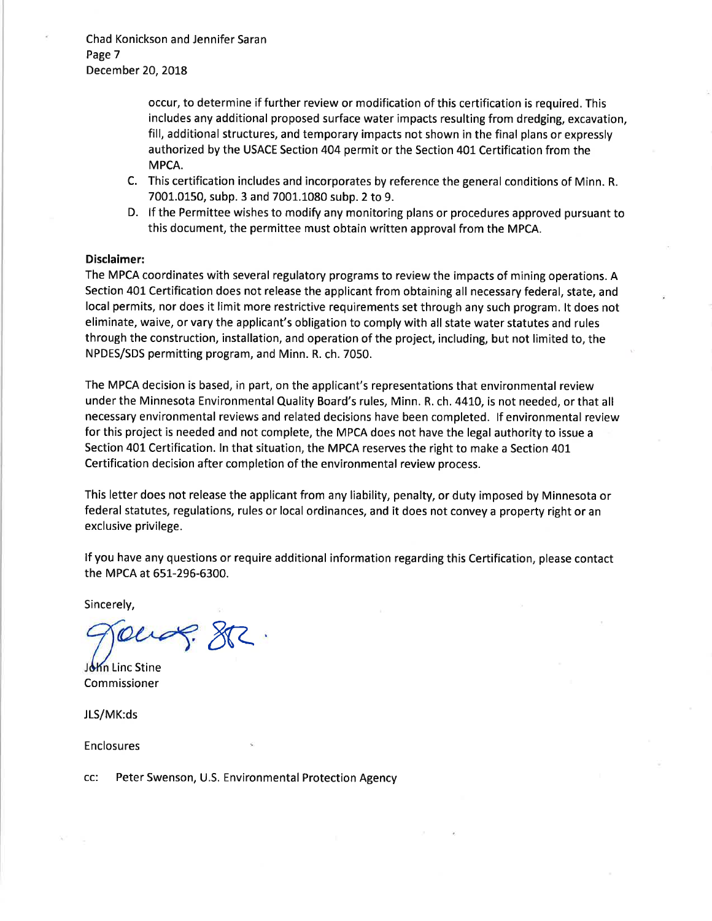occur, to determine if further review or modification of this certification is required. This includes any additional proposed surface water impacts resulting from dredging, excavation, fill, additional structures, and temporary impacts not shown in the final plans or expressly authorized by the USACE Section 404 permit or the Section 401 Certification from the MPCA.

C. This certification includes and incorporates by reference the general conditions of Minn. R. 7001.0150, subp. 3 and 7001.1080 subp. 2 to 9.
D. If the Permittee wishes to modify any monitoring plans or procedures approved pursuant to this document, the permittee must obtain written approval from the MPCA.

**Disclaimer:**

The MPCA coordinates with several regulatory programs to review the impacts of mining operations. A Section 401 Certification does not release the applicant from obtaining all necessary federal, state, and local permits, nor does it limit more restrictive requirements set through any such program. It does not eliminate, waive, or vary the applicant's obligation to comply with all state water statutes and rules through the construction, installation, and operation of the project, including, but not limited to, the NPDES/SDS permitting program, and Minn. R. ch. 7050.

The MPCA decision is based, in part, on the applicant's representations that environmental review under the Minnesota Environmental Quality Board's rules, Minn. R. ch. 4410, is not needed, or that all necessary environmental reviews and related decisions have been completed. If environmental review for this project is needed and not complete, the MPCA does not have the legal authority to issue a Section 401 Certification. In that situation, the MPCA reserves the right to make a Section 401 Certification decision after completion of the environmental review process.

This letter does not release the applicant from any liability, penalty, or duty imposed by Minnesota or federal statutes, regulations, rules or local ordinances, and it does not convey a property right or an exclusive privilege.

If you have any questions or require additional information regarding this Certification, please contact the MPCA at 651-296-6300.

Sincerely,

John Linc Stine
Commissioner

JLS/MK:ds

Enclosures

cc: Peter Swenson, U.S. Environmental Protection Agency